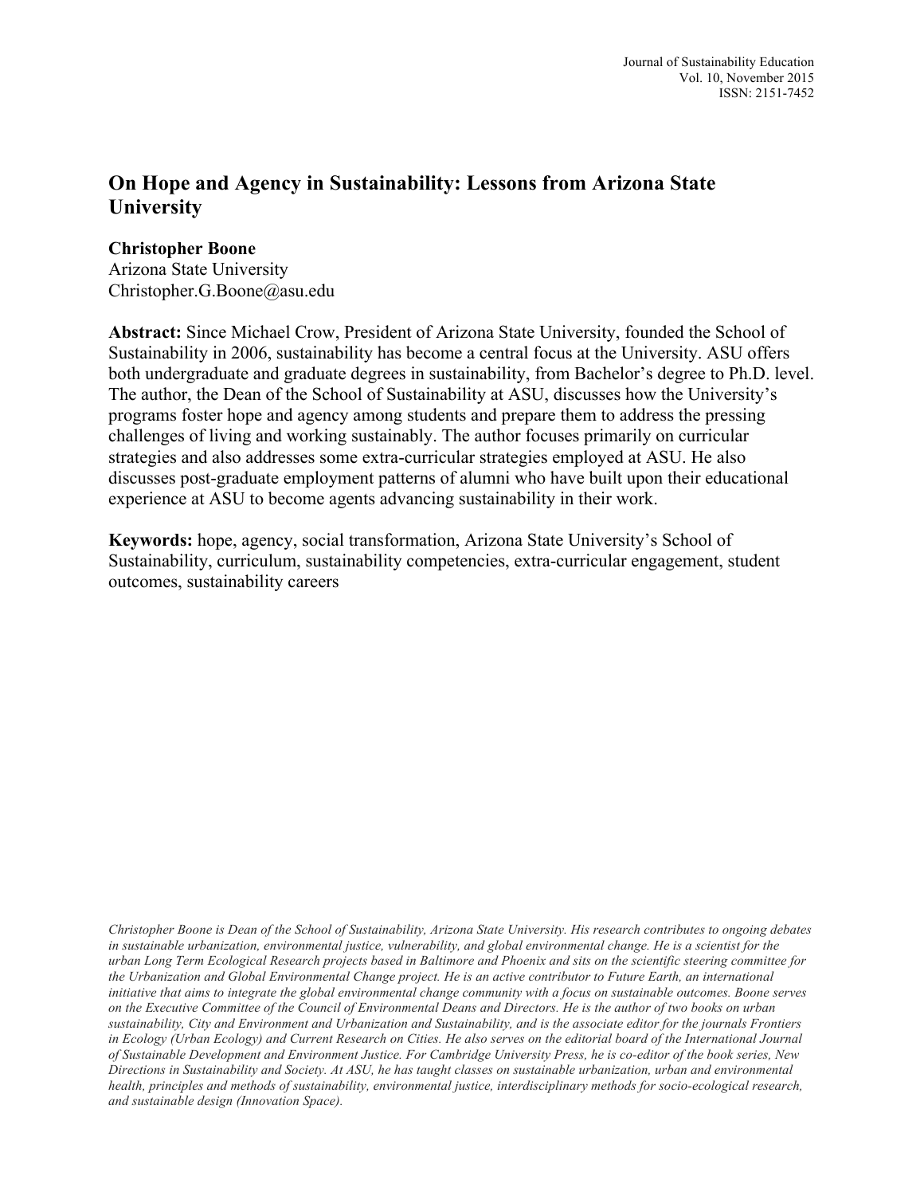# On Hope and Agency in Sustainability: Lessons from Arizona State University

**Christopher Boone**
Arizona State University
Christopher.G.Boone@asu.edu

**Abstract:** Since Michael Crow, President of Arizona State University, founded the School of Sustainability in 2006, sustainability has become a central focus at the University. ASU offers both undergraduate and graduate degrees in sustainability, from Bachelor's degree to Ph.D. level. The author, the Dean of the School of Sustainability at ASU, discusses how the University's programs foster hope and agency among students and prepare them to address the pressing challenges of living and working sustainably. The author focuses primarily on curricular strategies and also addresses some extra-curricular strategies employed at ASU. He also discusses post-graduate employment patterns of alumni who have built upon their educational experience at ASU to become agents advancing sustainability in their work.

**Keywords:** hope, agency, social transformation, Arizona State University's School of Sustainability, curriculum, sustainability competencies, extra-curricular engagement, student outcomes, sustainability careers

*Christopher Boone is Dean of the School of Sustainability, Arizona State University. His research contributes to ongoing debates in sustainable urbanization, environmental justice, vulnerability, and global environmental change. He is a scientist for the urban Long Term Ecological Research projects based in Baltimore and Phoenix and sits on the scientific steering committee for the Urbanization and Global Environmental Change project. He is an active contributor to Future Earth, an international initiative that aims to integrate the global environmental change community with a focus on sustainable outcomes. Boone serves on the Executive Committee of the Council of Environmental Deans and Directors. He is the author of two books on urban sustainability, City and Environment and Urbanization and Sustainability, and is the associate editor for the journals Frontiers in Ecology (Urban Ecology) and Current Research on Cities. He also serves on the editorial board of the International Journal of Sustainable Development and Environment Justice. For Cambridge University Press, he is co-editor of the book series, New Directions in Sustainability and Society. At ASU, he has taught classes on sustainable urbanization, urban and environmental health, principles and methods of sustainability, environmental justice, interdisciplinary methods for socio-ecological research, and sustainable design (Innovation Space).*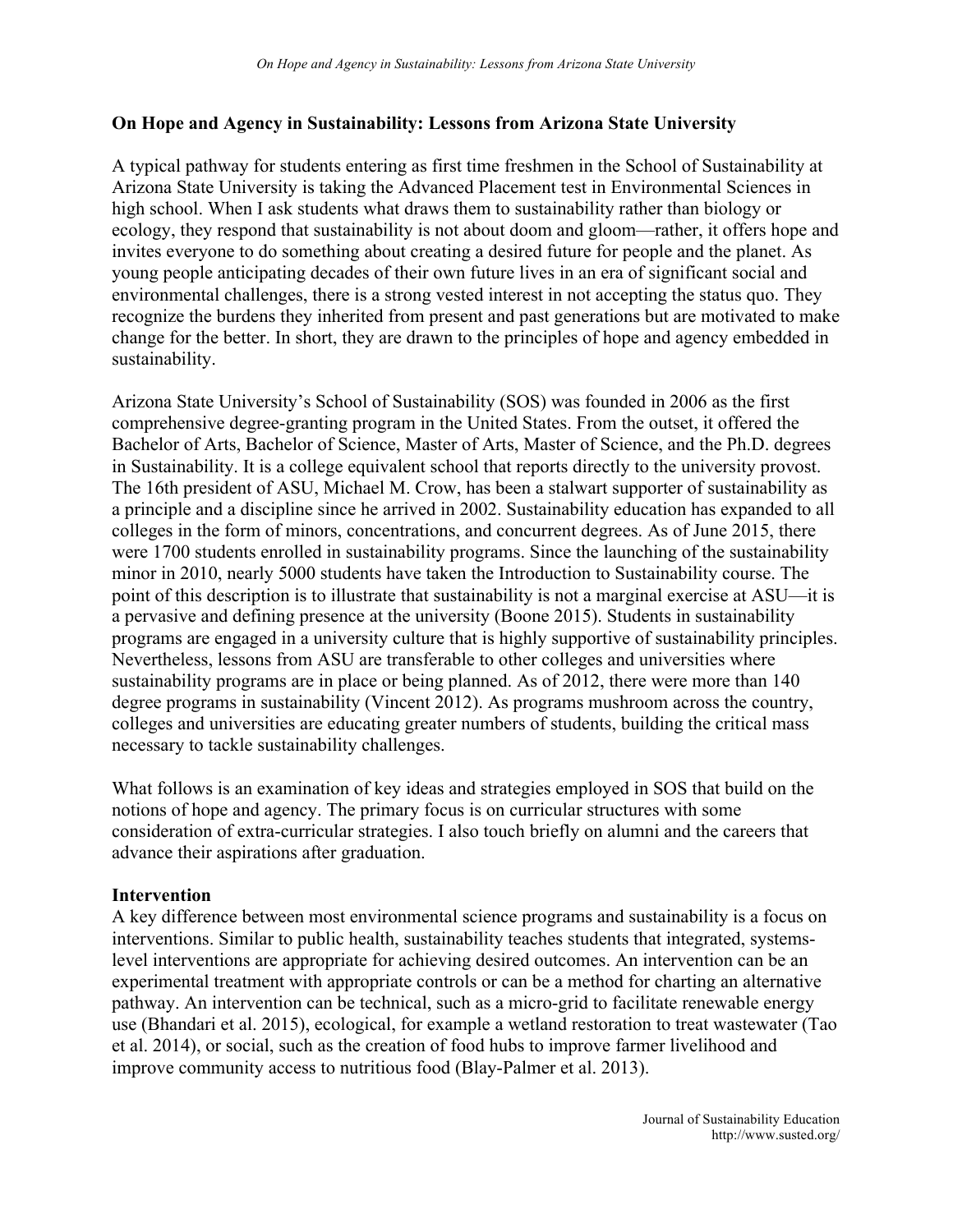## On Hope and Agency in Sustainability: Lessons from Arizona State University

A typical pathway for students entering as first time freshmen in the School of Sustainability at Arizona State University is taking the Advanced Placement test in Environmental Sciences in high school. When I ask students what draws them to sustainability rather than biology or ecology, they respond that sustainability is not about doom and gloom—rather, it offers hope and invites everyone to do something about creating a desired future for people and the planet. As young people anticipating decades of their own future lives in an era of significant social and environmental challenges, there is a strong vested interest in not accepting the status quo. They recognize the burdens they inherited from present and past generations but are motivated to make change for the better. In short, they are drawn to the principles of hope and agency embedded in sustainability.

Arizona State University's School of Sustainability (SOS) was founded in 2006 as the first comprehensive degree-granting program in the United States. From the outset, it offered the Bachelor of Arts, Bachelor of Science, Master of Arts, Master of Science, and the Ph.D. degrees in Sustainability. It is a college equivalent school that reports directly to the university provost. The 16th president of ASU, Michael M. Crow, has been a stalwart supporter of sustainability as a principle and a discipline since he arrived in 2002. Sustainability education has expanded to all colleges in the form of minors, concentrations, and concurrent degrees. As of June 2015, there were 1700 students enrolled in sustainability programs. Since the launching of the sustainability minor in 2010, nearly 5000 students have taken the Introduction to Sustainability course. The point of this description is to illustrate that sustainability is not a marginal exercise at ASU—it is a pervasive and defining presence at the university (Boone 2015). Students in sustainability programs are engaged in a university culture that is highly supportive of sustainability principles. Nevertheless, lessons from ASU are transferable to other colleges and universities where sustainability programs are in place or being planned. As of 2012, there were more than 140 degree programs in sustainability (Vincent 2012). As programs mushroom across the country, colleges and universities are educating greater numbers of students, building the critical mass necessary to tackle sustainability challenges.

What follows is an examination of key ideas and strategies employed in SOS that build on the notions of hope and agency. The primary focus is on curricular structures with some consideration of extra-curricular strategies. I also touch briefly on alumni and the careers that advance their aspirations after graduation.

### Intervention

A key difference between most environmental science programs and sustainability is a focus on interventions. Similar to public health, sustainability teaches students that integrated, systems-level interventions are appropriate for achieving desired outcomes. An intervention can be an experimental treatment with appropriate controls or can be a method for charting an alternative pathway. An intervention can be technical, such as a micro-grid to facilitate renewable energy use (Bhandari et al. 2015), ecological, for example a wetland restoration to treat wastewater (Tao et al. 2014), or social, such as the creation of food hubs to improve farmer livelihood and improve community access to nutritious food (Blay-Palmer et al. 2013).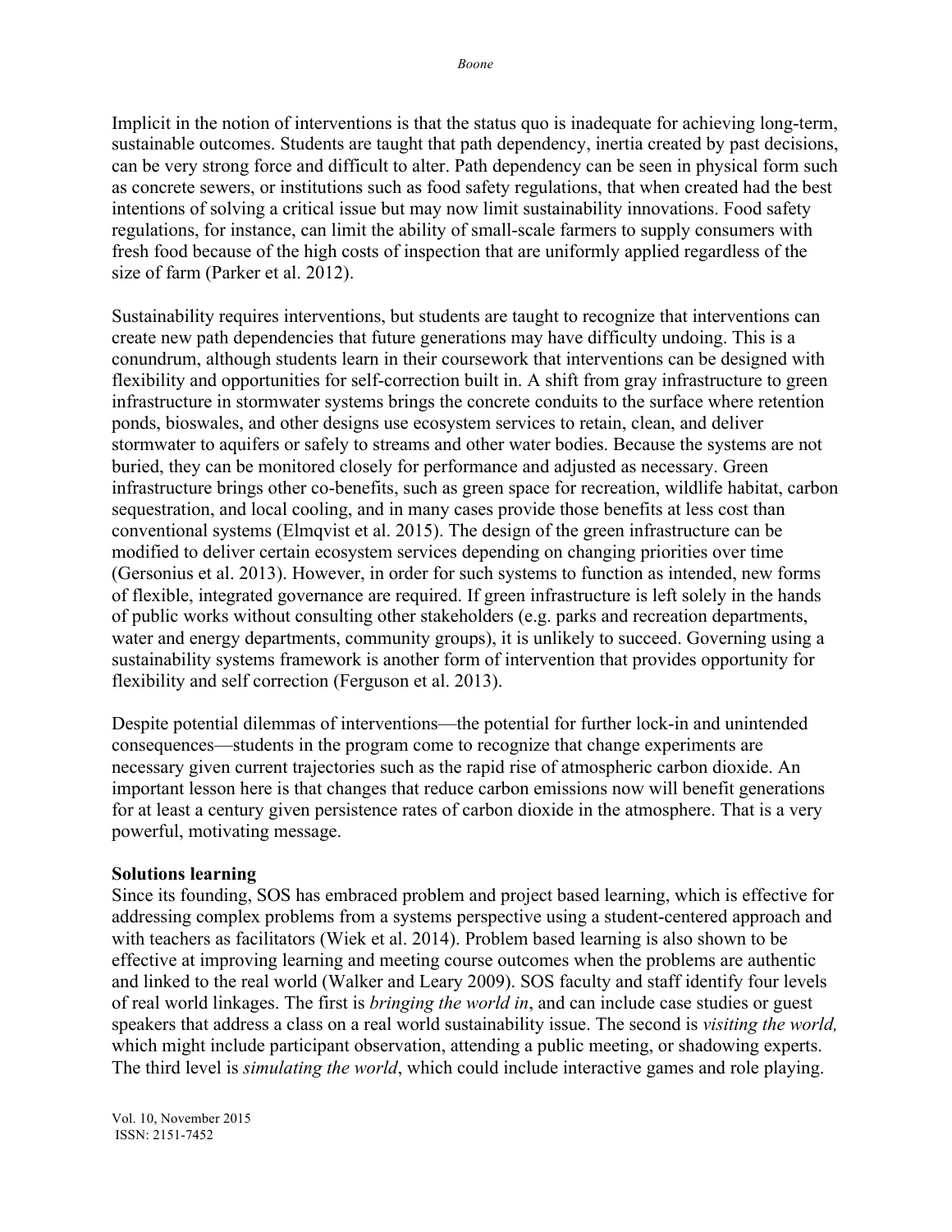Implicit in the notion of interventions is that the status quo is inadequate for achieving long-term, sustainable outcomes. Students are taught that path dependency, inertia created by past decisions, can be very strong force and difficult to alter. Path dependency can be seen in physical form such as concrete sewers, or institutions such as food safety regulations, that when created had the best intentions of solving a critical issue but may now limit sustainability innovations. Food safety regulations, for instance, can limit the ability of small-scale farmers to supply consumers with fresh food because of the high costs of inspection that are uniformly applied regardless of the size of farm (Parker et al. 2012).

Sustainability requires interventions, but students are taught to recognize that interventions can create new path dependencies that future generations may have difficulty undoing. This is a conundrum, although students learn in their coursework that interventions can be designed with flexibility and opportunities for self-correction built in. A shift from gray infrastructure to green infrastructure in stormwater systems brings the concrete conduits to the surface where retention ponds, bioswales, and other designs use ecosystem services to retain, clean, and deliver stormwater to aquifers or safely to streams and other water bodies. Because the systems are not buried, they can be monitored closely for performance and adjusted as necessary. Green infrastructure brings other co-benefits, such as green space for recreation, wildlife habitat, carbon sequestration, and local cooling, and in many cases provide those benefits at less cost than conventional systems (Elmqvist et al. 2015). The design of the green infrastructure can be modified to deliver certain ecosystem services depending on changing priorities over time (Gersonius et al. 2013). However, in order for such systems to function as intended, new forms of flexible, integrated governance are required. If green infrastructure is left solely in the hands of public works without consulting other stakeholders (e.g. parks and recreation departments, water and energy departments, community groups), it is unlikely to succeed. Governing using a sustainability systems framework is another form of intervention that provides opportunity for flexibility and self correction (Ferguson et al. 2013).

Despite potential dilemmas of interventions—the potential for further lock-in and unintended consequences—students in the program come to recognize that change experiments are necessary given current trajectories such as the rapid rise of atmospheric carbon dioxide. An important lesson here is that changes that reduce carbon emissions now will benefit generations for at least a century given persistence rates of carbon dioxide in the atmosphere. That is a very powerful, motivating message.

**Solutions learning**

Since its founding, SOS has embraced problem and project based learning, which is effective for addressing complex problems from a systems perspective using a student-centered approach and with teachers as facilitators (Wiek et al. 2014). Problem based learning is also shown to be effective at improving learning and meeting course outcomes when the problems are authentic and linked to the real world (Walker and Leary 2009). SOS faculty and staff identify four levels of real world linkages. The first is *bringing the world in*, and can include case studies or guest speakers that address a class on a real world sustainability issue. The second is *visiting the world,* which might include participant observation, attending a public meeting, or shadowing experts. The third level is *simulating the world*, which could include interactive games and role playing.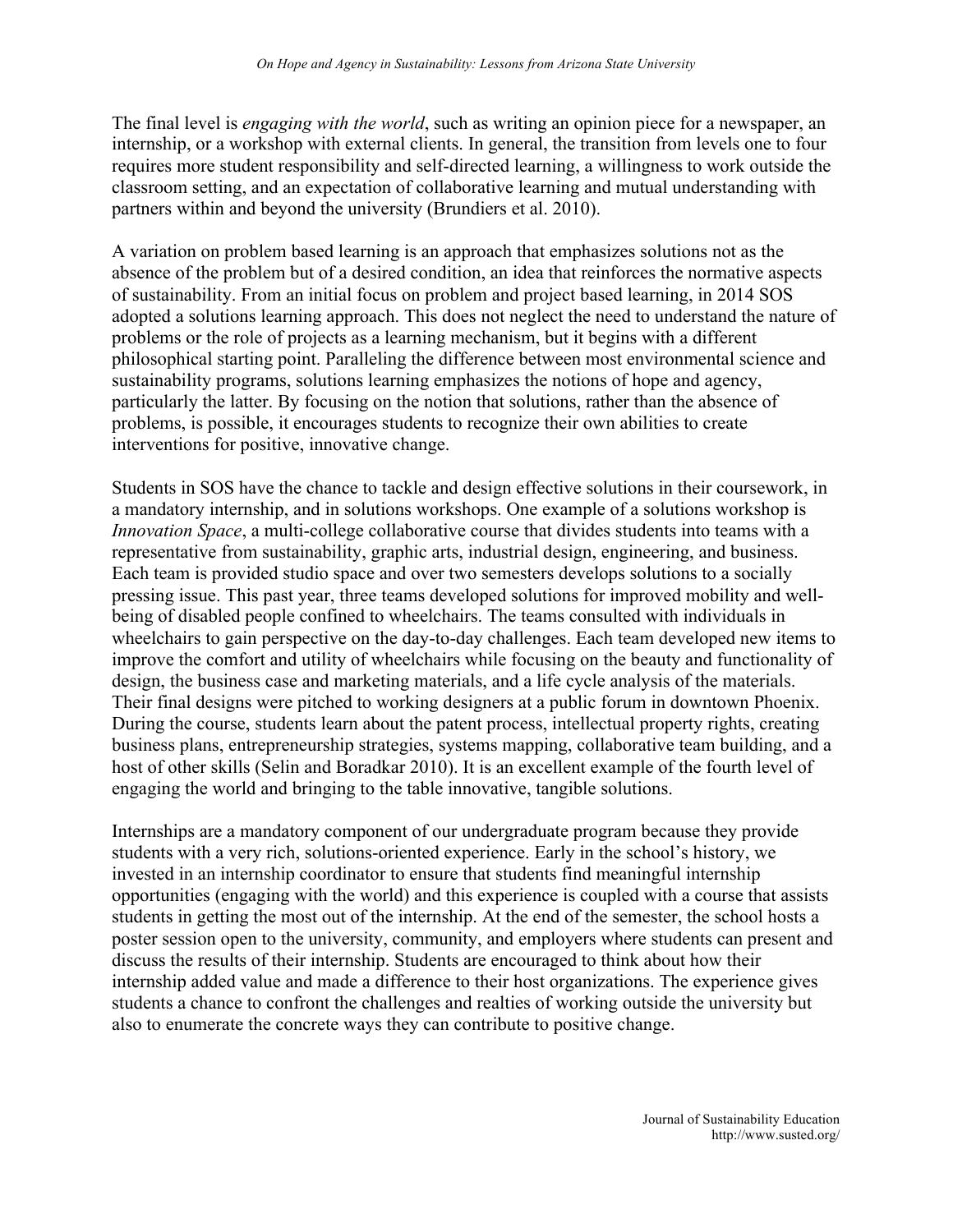The final level is *engaging with the world*, such as writing an opinion piece for a newspaper, an internship, or a workshop with external clients. In general, the transition from levels one to four requires more student responsibility and self-directed learning, a willingness to work outside the classroom setting, and an expectation of collaborative learning and mutual understanding with partners within and beyond the university (Brundiers et al. 2010).

A variation on problem based learning is an approach that emphasizes solutions not as the absence of the problem but of a desired condition, an idea that reinforces the normative aspects of sustainability. From an initial focus on problem and project based learning, in 2014 SOS adopted a solutions learning approach. This does not neglect the need to understand the nature of problems or the role of projects as a learning mechanism, but it begins with a different philosophical starting point. Paralleling the difference between most environmental science and sustainability programs, solutions learning emphasizes the notions of hope and agency, particularly the latter. By focusing on the notion that solutions, rather than the absence of problems, is possible, it encourages students to recognize their own abilities to create interventions for positive, innovative change.

Students in SOS have the chance to tackle and design effective solutions in their coursework, in a mandatory internship, and in solutions workshops. One example of a solutions workshop is *Innovation Space*, a multi-college collaborative course that divides students into teams with a representative from sustainability, graphic arts, industrial design, engineering, and business. Each team is provided studio space and over two semesters develops solutions to a socially pressing issue. This past year, three teams developed solutions for improved mobility and well-being of disabled people confined to wheelchairs. The teams consulted with individuals in wheelchairs to gain perspective on the day-to-day challenges. Each team developed new items to improve the comfort and utility of wheelchairs while focusing on the beauty and functionality of design, the business case and marketing materials, and a life cycle analysis of the materials. Their final designs were pitched to working designers at a public forum in downtown Phoenix. During the course, students learn about the patent process, intellectual property rights, creating business plans, entrepreneurship strategies, systems mapping, collaborative team building, and a host of other skills (Selin and Boradkar 2010). It is an excellent example of the fourth level of engaging the world and bringing to the table innovative, tangible solutions.

Internships are a mandatory component of our undergraduate program because they provide students with a very rich, solutions-oriented experience. Early in the school's history, we invested in an internship coordinator to ensure that students find meaningful internship opportunities (engaging with the world) and this experience is coupled with a course that assists students in getting the most out of the internship. At the end of the semester, the school hosts a poster session open to the university, community, and employers where students can present and discuss the results of their internship. Students are encouraged to think about how their internship added value and made a difference to their host organizations. The experience gives students a chance to confront the challenges and realties of working outside the university but also to enumerate the concrete ways they can contribute to positive change.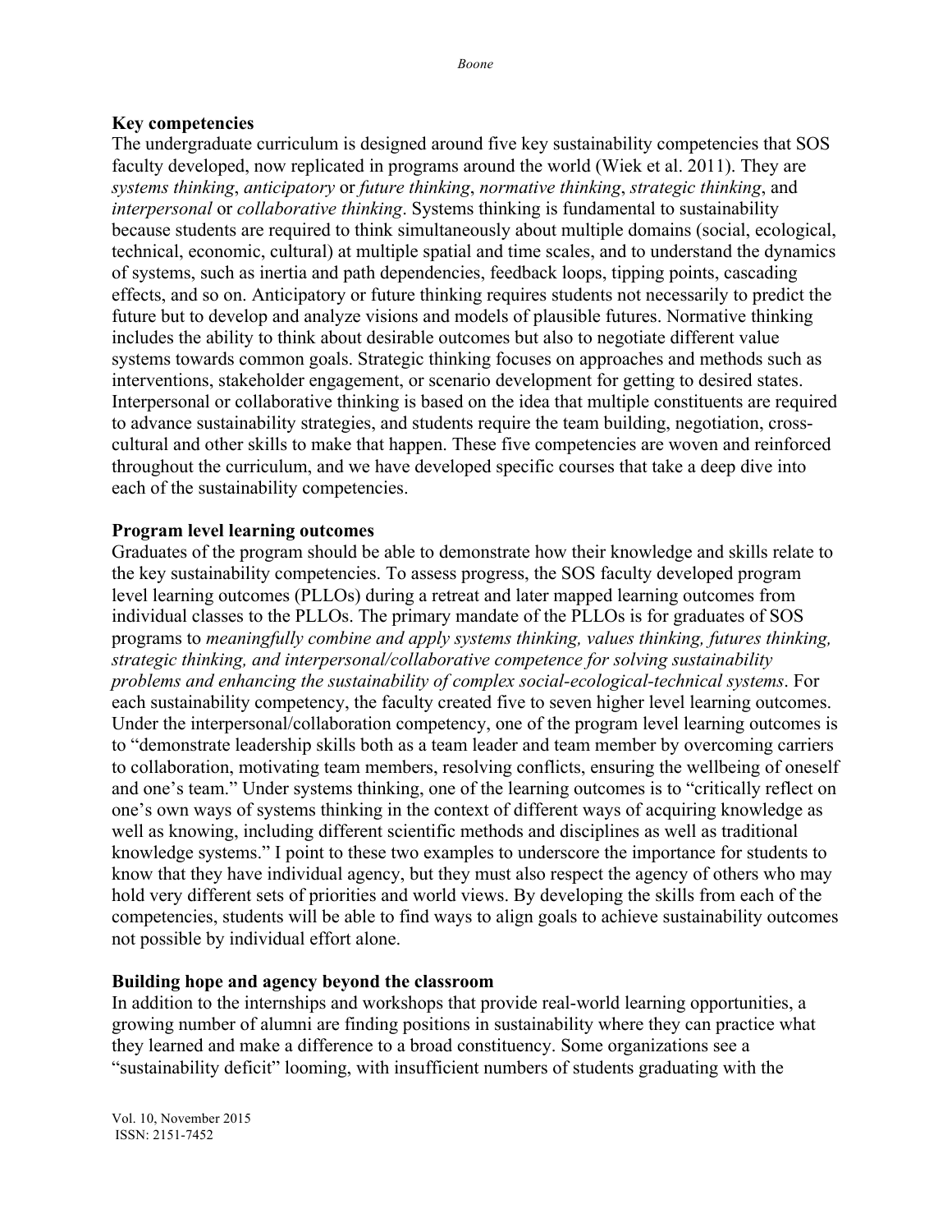### Key competencies

The undergraduate curriculum is designed around five key sustainability competencies that SOS faculty developed, now replicated in programs around the world (Wiek et al. 2011). They are *systems thinking*, *anticipatory* or *future thinking*, *normative thinking*, *strategic thinking*, and *interpersonal* or *collaborative thinking*. Systems thinking is fundamental to sustainability because students are required to think simultaneously about multiple domains (social, ecological, technical, economic, cultural) at multiple spatial and time scales, and to understand the dynamics of systems, such as inertia and path dependencies, feedback loops, tipping points, cascading effects, and so on. Anticipatory or future thinking requires students not necessarily to predict the future but to develop and analyze visions and models of plausible futures. Normative thinking includes the ability to think about desirable outcomes but also to negotiate different value systems towards common goals. Strategic thinking focuses on approaches and methods such as interventions, stakeholder engagement, or scenario development for getting to desired states. Interpersonal or collaborative thinking is based on the idea that multiple constituents are required to advance sustainability strategies, and students require the team building, negotiation, cross-cultural and other skills to make that happen. These five competencies are woven and reinforced throughout the curriculum, and we have developed specific courses that take a deep dive into each of the sustainability competencies.

### Program level learning outcomes

Graduates of the program should be able to demonstrate how their knowledge and skills relate to the key sustainability competencies. To assess progress, the SOS faculty developed program level learning outcomes (PLLOs) during a retreat and later mapped learning outcomes from individual classes to the PLLOs. The primary mandate of the PLLOs is for graduates of SOS programs to *meaningfully combine and apply systems thinking, values thinking, futures thinking, strategic thinking, and interpersonal/collaborative competence for solving sustainability problems and enhancing the sustainability of complex social-ecological-technical systems*. For each sustainability competency, the faculty created five to seven higher level learning outcomes. Under the interpersonal/collaboration competency, one of the program level learning outcomes is to "demonstrate leadership skills both as a team leader and team member by overcoming carriers to collaboration, motivating team members, resolving conflicts, ensuring the wellbeing of oneself and one's team." Under systems thinking, one of the learning outcomes is to "critically reflect on one's own ways of systems thinking in the context of different ways of acquiring knowledge as well as knowing, including different scientific methods and disciplines as well as traditional knowledge systems." I point to these two examples to underscore the importance for students to know that they have individual agency, but they must also respect the agency of others who may hold very different sets of priorities and world views. By developing the skills from each of the competencies, students will be able to find ways to align goals to achieve sustainability outcomes not possible by individual effort alone.

### Building hope and agency beyond the classroom

In addition to the internships and workshops that provide real-world learning opportunities, a growing number of alumni are finding positions in sustainability where they can practice what they learned and make a difference to a broad constituency. Some organizations see a "sustainability deficit" looming, with insufficient numbers of students graduating with the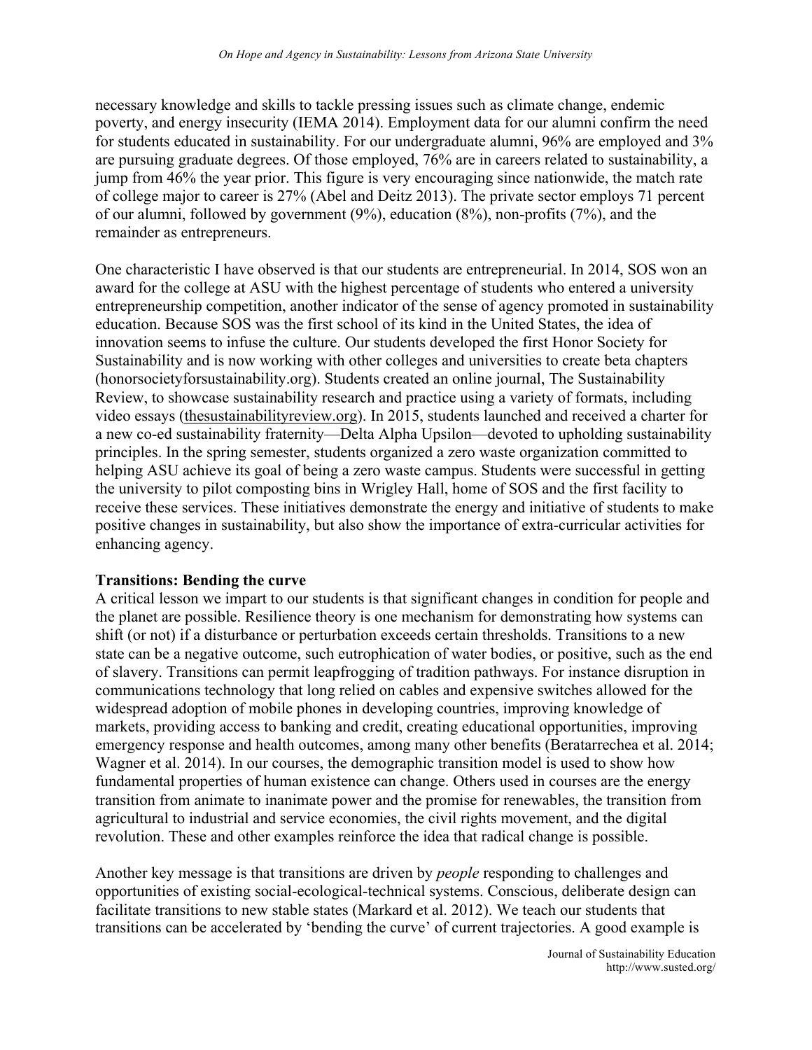necessary knowledge and skills to tackle pressing issues such as climate change, endemic poverty, and energy insecurity (IEMA 2014). Employment data for our alumni confirm the need for students educated in sustainability. For our undergraduate alumni, 96% are employed and 3% are pursuing graduate degrees. Of those employed, 76% are in careers related to sustainability, a jump from 46% the year prior. This figure is very encouraging since nationwide, the match rate of college major to career is 27% (Abel and Deitz 2013). The private sector employs 71 percent of our alumni, followed by government (9%), education (8%), non-profits (7%), and the remainder as entrepreneurs.

One characteristic I have observed is that our students are entrepreneurial. In 2014, SOS won an award for the college at ASU with the highest percentage of students who entered a university entrepreneurship competition, another indicator of the sense of agency promoted in sustainability education. Because SOS was the first school of its kind in the United States, the idea of innovation seems to infuse the culture. Our students developed the first Honor Society for Sustainability and is now working with other colleges and universities to create beta chapters (honorsocietyforsustainability.org). Students created an online journal, The Sustainability Review, to showcase sustainability research and practice using a variety of formats, including video essays (thesustainabilityreview.org). In 2015, students launched and received a charter for a new co-ed sustainability fraternity—Delta Alpha Upsilon—devoted to upholding sustainability principles. In the spring semester, students organized a zero waste organization committed to helping ASU achieve its goal of being a zero waste campus. Students were successful in getting the university to pilot composting bins in Wrigley Hall, home of SOS and the first facility to receive these services. These initiatives demonstrate the energy and initiative of students to make positive changes in sustainability, but also show the importance of extra-curricular activities for enhancing agency.

**Transitions: Bending the curve**

A critical lesson we impart to our students is that significant changes in condition for people and the planet are possible. Resilience theory is one mechanism for demonstrating how systems can shift (or not) if a disturbance or perturbation exceeds certain thresholds. Transitions to a new state can be a negative outcome, such eutrophication of water bodies, or positive, such as the end of slavery. Transitions can permit leapfrogging of tradition pathways. For instance disruption in communications technology that long relied on cables and expensive switches allowed for the widespread adoption of mobile phones in developing countries, improving knowledge of markets, providing access to banking and credit, creating educational opportunities, improving emergency response and health outcomes, among many other benefits (Beratarrechea et al. 2014; Wagner et al. 2014). In our courses, the demographic transition model is used to show how fundamental properties of human existence can change. Others used in courses are the energy transition from animate to inanimate power and the promise for renewables, the transition from agricultural to industrial and service economies, the civil rights movement, and the digital revolution. These and other examples reinforce the idea that radical change is possible.

Another key message is that transitions are driven by *people* responding to challenges and opportunities of existing social-ecological-technical systems. Conscious, deliberate design can facilitate transitions to new stable states (Markard et al. 2012). We teach our students that transitions can be accelerated by 'bending the curve' of current trajectories. A good example is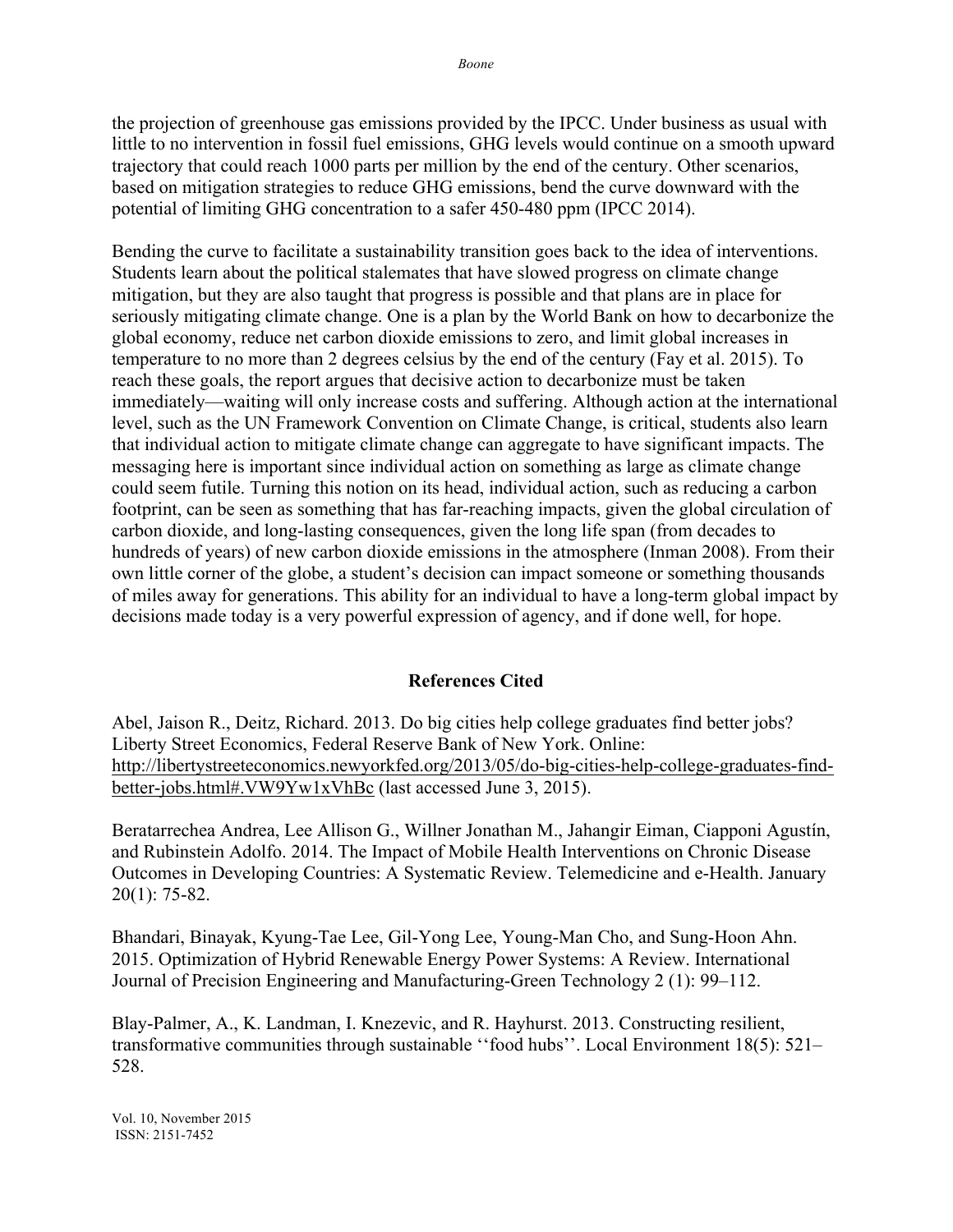the projection of greenhouse gas emissions provided by the IPCC. Under business as usual with little to no intervention in fossil fuel emissions, GHG levels would continue on a smooth upward trajectory that could reach 1000 parts per million by the end of the century. Other scenarios, based on mitigation strategies to reduce GHG emissions, bend the curve downward with the potential of limiting GHG concentration to a safer 450-480 ppm (IPCC 2014).

Bending the curve to facilitate a sustainability transition goes back to the idea of interventions. Students learn about the political stalemates that have slowed progress on climate change mitigation, but they are also taught that progress is possible and that plans are in place for seriously mitigating climate change. One is a plan by the World Bank on how to decarbonize the global economy, reduce net carbon dioxide emissions to zero, and limit global increases in temperature to no more than 2 degrees celsius by the end of the century (Fay et al. 2015). To reach these goals, the report argues that decisive action to decarbonize must be taken immediately—waiting will only increase costs and suffering. Although action at the international level, such as the UN Framework Convention on Climate Change, is critical, students also learn that individual action to mitigate climate change can aggregate to have significant impacts. The messaging here is important since individual action on something as large as climate change could seem futile. Turning this notion on its head, individual action, such as reducing a carbon footprint, can be seen as something that has far-reaching impacts, given the global circulation of carbon dioxide, and long-lasting consequences, given the long life span (from decades to hundreds of years) of new carbon dioxide emissions in the atmosphere (Inman 2008). From their own little corner of the globe, a student's decision can impact someone or something thousands of miles away for generations. This ability for an individual to have a long-term global impact by decisions made today is a very powerful expression of agency, and if done well, for hope.

## References Cited

Abel, Jaison R., Deitz, Richard. 2013. Do big cities help college graduates find better jobs? Liberty Street Economics, Federal Reserve Bank of New York. Online: http://libertystreeteconomics.newyorkfed.org/2013/05/do-big-cities-help-college-graduates-find-better-jobs.html#.VW9Yw1xVhBc (last accessed June 3, 2015).

Beratarrechea Andrea, Lee Allison G., Willner Jonathan M., Jahangir Eiman, Ciapponi Agustín, and Rubinstein Adolfo. 2014. The Impact of Mobile Health Interventions on Chronic Disease Outcomes in Developing Countries: A Systematic Review. Telemedicine and e-Health. January 20(1): 75-82.

Bhandari, Binayak, Kyung-Tae Lee, Gil-Yong Lee, Young-Man Cho, and Sung-Hoon Ahn. 2015. Optimization of Hybrid Renewable Energy Power Systems: A Review. International Journal of Precision Engineering and Manufacturing-Green Technology 2 (1): 99–112.

Blay-Palmer, A., K. Landman, I. Knezevic, and R. Hayhurst. 2013. Constructing resilient, transformative communities through sustainable ''food hubs''. Local Environment 18(5): 521–528.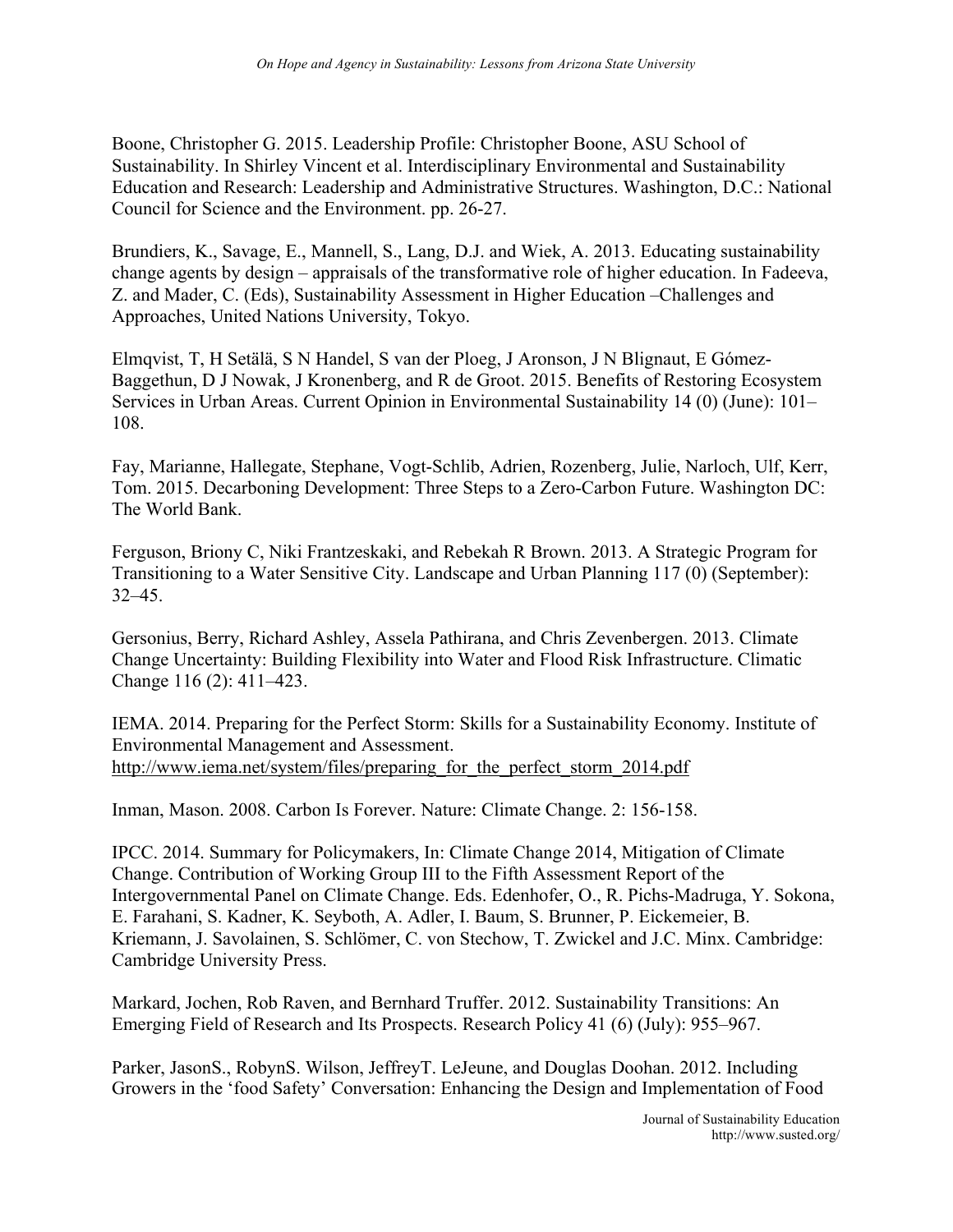Boone, Christopher G. 2015. Leadership Profile: Christopher Boone, ASU School of Sustainability. In Shirley Vincent et al. Interdisciplinary Environmental and Sustainability Education and Research: Leadership and Administrative Structures. Washington, D.C.: National Council for Science and the Environment. pp. 26-27.

Brundiers, K., Savage, E., Mannell, S., Lang, D.J. and Wiek, A. 2013. Educating sustainability change agents by design – appraisals of the transformative role of higher education. In Fadeeva, Z. and Mader, C. (Eds), Sustainability Assessment in Higher Education –Challenges and Approaches, United Nations University, Tokyo.

Elmqvist, T, H Setälä, S N Handel, S van der Ploeg, J Aronson, J N Blignaut, E Gómez-Baggethun, D J Nowak, J Kronenberg, and R de Groot. 2015. Benefits of Restoring Ecosystem Services in Urban Areas. Current Opinion in Environmental Sustainability 14 (0) (June): 101–108.

Fay, Marianne, Hallegate, Stephane, Vogt-Schlib, Adrien, Rozenberg, Julie, Narloch, Ulf, Kerr, Tom. 2015. Decarboning Development: Three Steps to a Zero-Carbon Future. Washington DC: The World Bank.

Ferguson, Briony C, Niki Frantzeskaki, and Rebekah R Brown. 2013. A Strategic Program for Transitioning to a Water Sensitive City. Landscape and Urban Planning 117 (0) (September): 32–45.

Gersonius, Berry, Richard Ashley, Assela Pathirana, and Chris Zevenbergen. 2013. Climate Change Uncertainty: Building Flexibility into Water and Flood Risk Infrastructure. Climatic Change 116 (2): 411–423.

IEMA. 2014. Preparing for the Perfect Storm: Skills for a Sustainability Economy. Institute of Environmental Management and Assessment. http://www.iema.net/system/files/preparing_for_the_perfect_storm_2014.pdf

Inman, Mason. 2008. Carbon Is Forever. Nature: Climate Change. 2: 156-158.

IPCC. 2014. Summary for Policymakers, In: Climate Change 2014, Mitigation of Climate Change. Contribution of Working Group III to the Fifth Assessment Report of the Intergovernmental Panel on Climate Change. Eds. Edenhofer, O., R. Pichs-Madruga, Y. Sokona, E. Farahani, S. Kadner, K. Seyboth, A. Adler, I. Baum, S. Brunner, P. Eickemeier, B. Kriemann, J. Savolainen, S. Schlömer, C. von Stechow, T. Zwickel and J.C. Minx. Cambridge: Cambridge University Press.

Markard, Jochen, Rob Raven, and Bernhard Truffer. 2012. Sustainability Transitions: An Emerging Field of Research and Its Prospects. Research Policy 41 (6) (July): 955–967.

Parker, JasonS., RobynS. Wilson, JeffreyT. LeJeune, and Douglas Doohan. 2012. Including Growers in the 'food Safety' Conversation: Enhancing the Design and Implementation of Food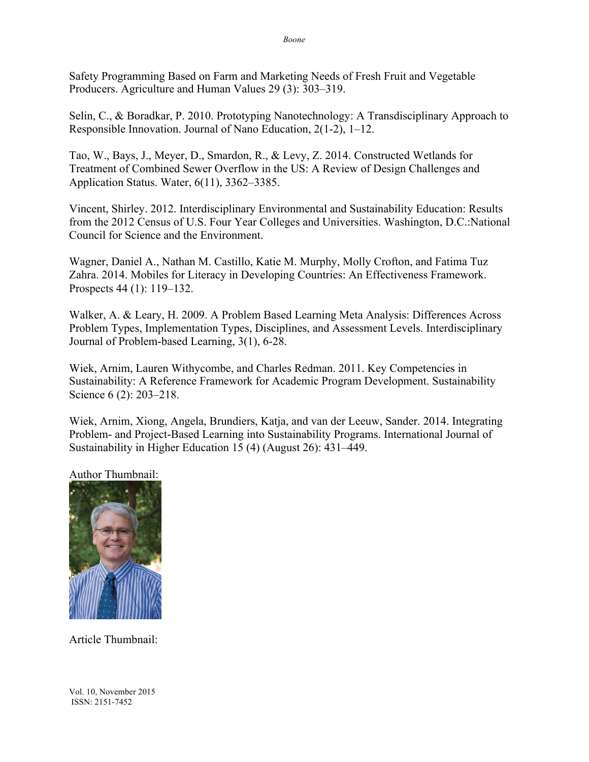Safety Programming Based on Farm and Marketing Needs of Fresh Fruit and Vegetable Producers. Agriculture and Human Values 29 (3): 303–319.

Selin, C., & Boradkar, P. 2010. Prototyping Nanotechnology: A Transdisciplinary Approach to Responsible Innovation. Journal of Nano Education, 2(1-2), 1–12.

Tao, W., Bays, J., Meyer, D., Smardon, R., & Levy, Z. 2014. Constructed Wetlands for Treatment of Combined Sewer Overflow in the US: A Review of Design Challenges and Application Status. Water, 6(11), 3362–3385.

Vincent, Shirley. 2012. Interdisciplinary Environmental and Sustainability Education: Results from the 2012 Census of U.S. Four Year Colleges and Universities. Washington, D.C.:National Council for Science and the Environment.

Wagner, Daniel A., Nathan M. Castillo, Katie M. Murphy, Molly Crofton, and Fatima Tuz Zahra. 2014. Mobiles for Literacy in Developing Countries: An Effectiveness Framework. Prospects 44 (1): 119–132.

Walker, A. & Leary, H. 2009. A Problem Based Learning Meta Analysis: Differences Across Problem Types, Implementation Types, Disciplines, and Assessment Levels. Interdisciplinary Journal of Problem-based Learning, 3(1), 6-28.

Wiek, Arnim, Lauren Withycombe, and Charles Redman. 2011. Key Competencies in Sustainability: A Reference Framework for Academic Program Development. Sustainability Science 6 (2): 203–218.

Wiek, Arnim, Xiong, Angela, Brundiers, Katja, and van der Leeuw, Sander. 2014. Integrating Problem- and Project-Based Learning into Sustainability Programs. International Journal of Sustainability in Higher Education 15 (4) (August 26): 431–449.

Author Thumbnail:

Article Thumbnail: